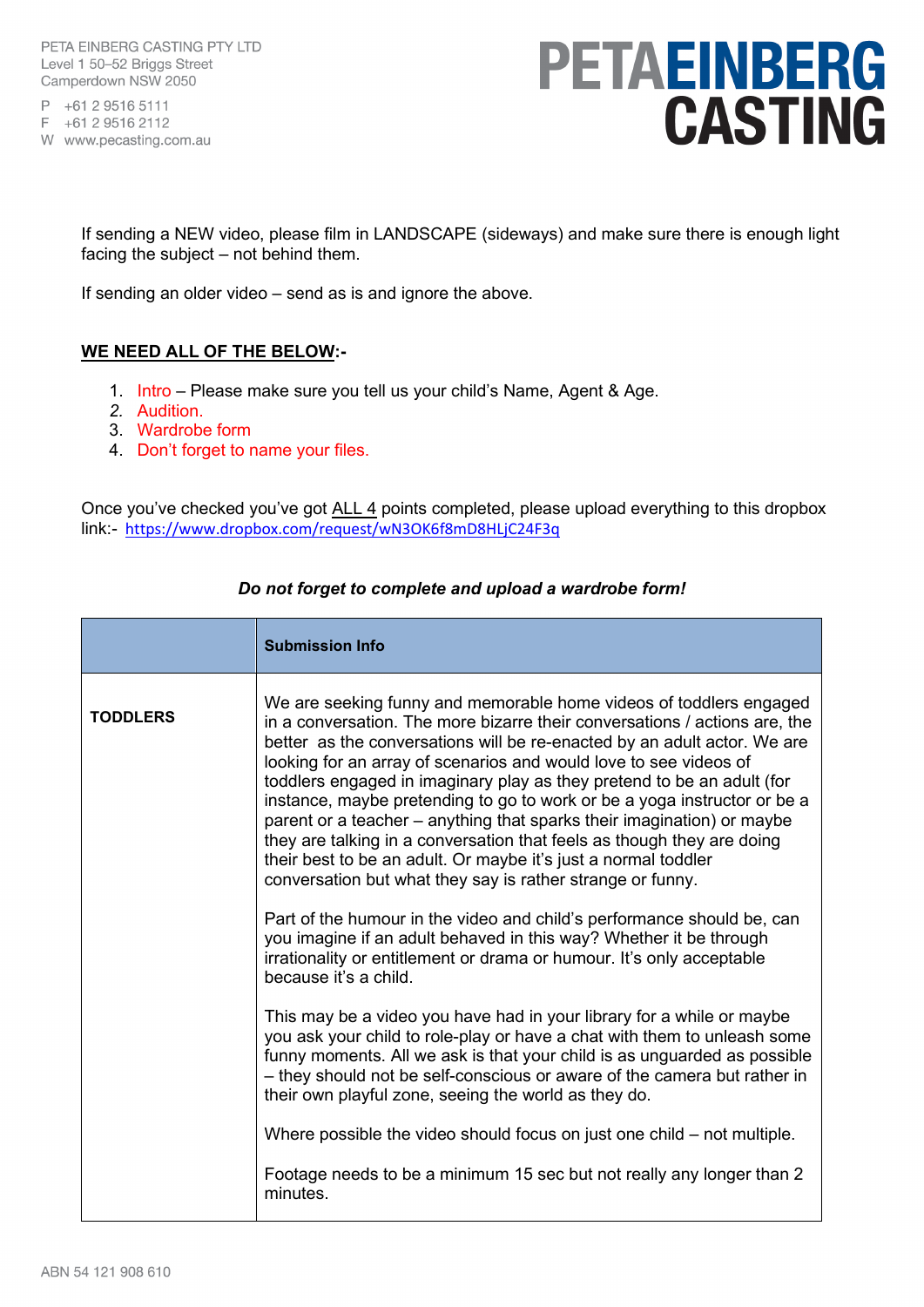PETA EINBERG CASTING PTY LTD
Level 1 50–52 Briggs Street
Camperdown NSW 2050

P +61 2 9516 5111
F +61 2 9516 2112
W www.pecasting.com.au

**PETA EINBERG CASTING**

If sending a NEW video, please film in LANDSCAPE (sideways) and make sure there is enough light facing the subject – not behind them.

If sending an older video – send as is and ignore the above.

**WE NEED ALL OF THE BELOW:-**

1. Intro – Please make sure you tell us your child's Name, Agent & Age.
2. Audition.
3. Wardrobe form
4. Don't forget to name your files.

Once you've checked you've got ALL 4 points completed, please upload everything to this dropbox link:- https://www.dropbox.com/request/wN3OK6f8mD8HLjC24F3q

***Do not forget to complete and upload a wardrobe form!***

| | **Submission Info** |
|---|---|
| **TODDLERS** | We are seeking funny and memorable home videos of toddlers engaged in a conversation. The more bizarre their conversations / actions are, the better as the conversations will be re-enacted by an adult actor. We are looking for an array of scenarios and would love to see videos of toddlers engaged in imaginary play as they pretend to be an adult (for instance, maybe pretending to go to work or be a yoga instructor or be a parent or a teacher – anything that sparks their imagination) or maybe they are talking in a conversation that feels as though they are doing their best to be an adult. Or maybe it's just a normal toddler conversation but what they say is rather strange or funny.<br><br>Part of the humour in the video and child's performance should be, can you imagine if an adult behaved in this way? Whether it be through irrationality or entitlement or drama or humour. It's only acceptable because it's a child.<br><br>This may be a video you have had in your library for a while or maybe you ask your child to role-play or have a chat with them to unleash some funny moments. All we ask is that your child is as unguarded as possible – they should not be self-conscious or aware of the camera but rather in their own playful zone, seeing the world as they do.<br><br>Where possible the video should focus on just one child – not multiple.<br><br>Footage needs to be a minimum 15 sec but not really any longer than 2 minutes. |

ABN 54 121 908 610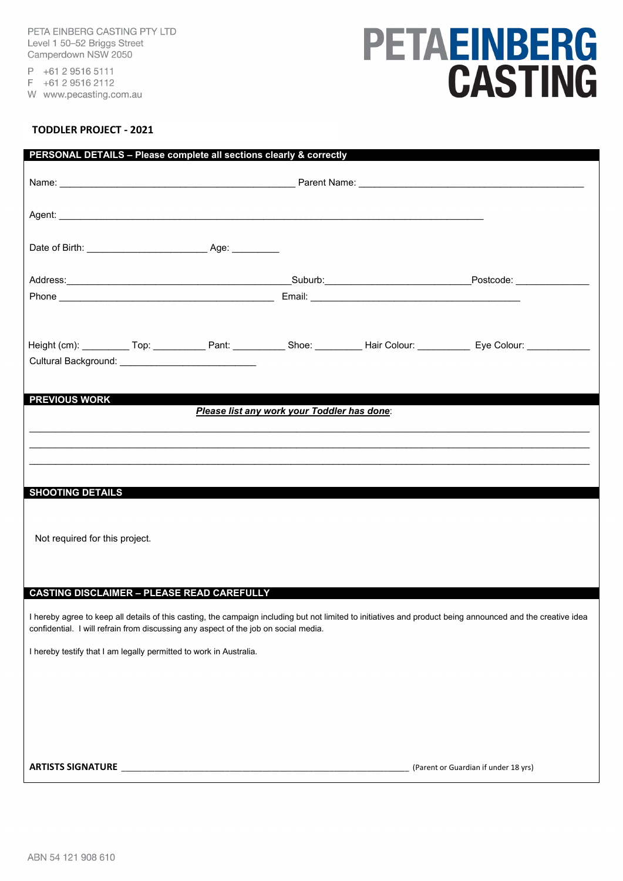PETA EINBERG CASTING PTY LTD
Level 1 50–52 Briggs Street
Camperdown NSW 2050

P +61 2 9516 5111
F +61 2 9516 2112
W www.pecasting.com.au

**PETA EINBERG CASTING**

**TODDLER PROJECT - 2021**

## PERSONAL DETAILS – Please complete all sections clearly & correctly

Name: ______________________________ Parent Name: ______________________________

Agent: ____________________________________________________________

Date of Birth: ____________________ Age: _________

Address: ______________________________ Suburb: ____________________ Postcode: ____________

Phone ______________________________ Email: ______________________________

Height (cm): _________ Top: _________ Pant: _________ Shoe: _________ Hair Colour: _________ Eye Colour: ___________

Cultural Background: ________________________

## PREVIOUS WORK

***Please list any work your Toddler has done*:**

______________________________________________________________________________

______________________________________________________________________________

______________________________________________________________________________

## SHOOTING DETAILS

Not required for this project.

## CASTING DISCLAIMER – PLEASE READ CAREFULLY

I hereby agree to keep all details of this casting, the campaign including but not limited to initiatives and product being announced and the creative idea confidential. I will refrain from discussing any aspect of the job on social media.

I hereby testify that I am legally permitted to work in Australia.

**ARTISTS SIGNATURE** ______________________________________________ (Parent or Guardian if under 18 yrs)

ABN 54 121 908 610